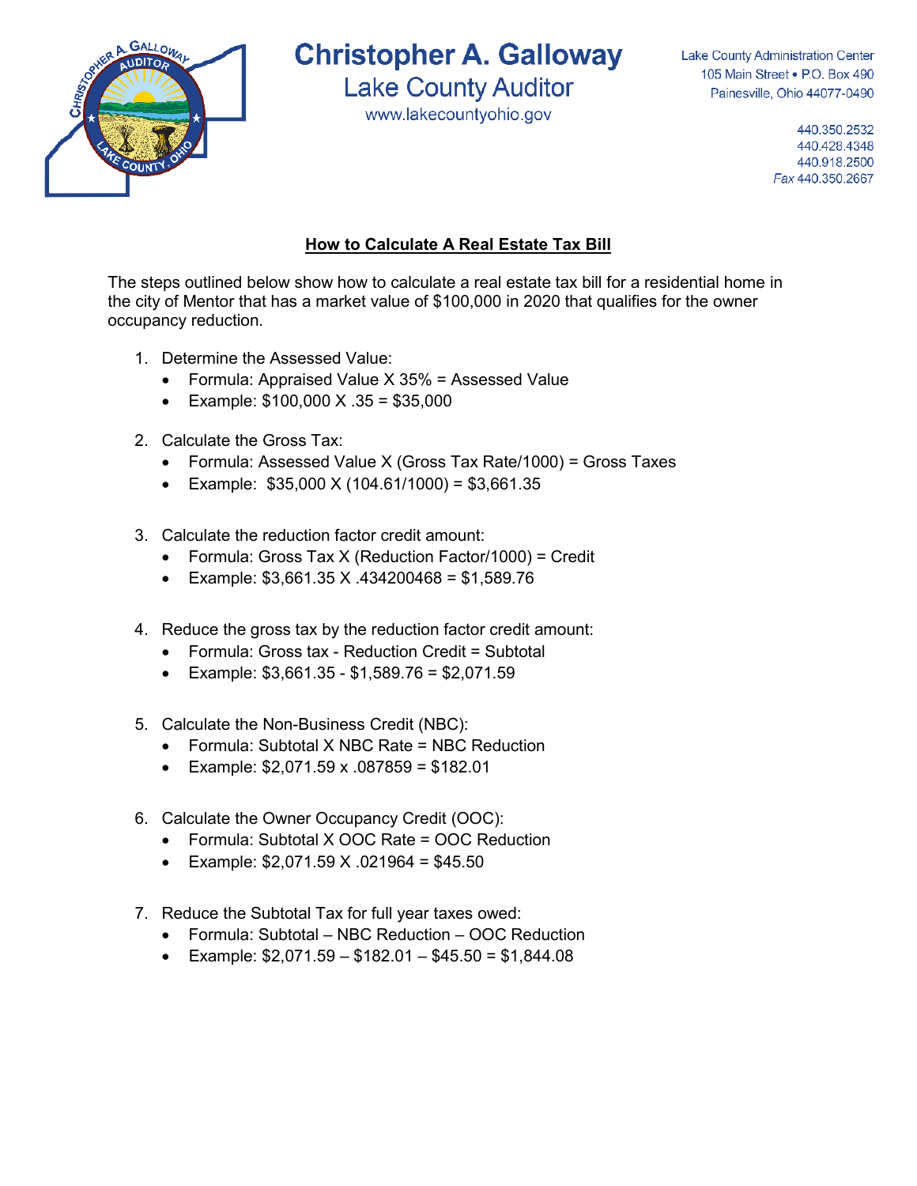# Christopher A. Galloway

## Lake County Auditor

www.lakecountyohio.gov

Lake County Administration Center
105 Main Street • P.O. Box 490
Painesville, Ohio 44077-0490

440.350.2532
440.428.4348
440.918.2500
*Fax* 440.350.2667

### How to Calculate A Real Estate Tax Bill

The steps outlined below show how to calculate a real estate tax bill for a residential home in the city of Mentor that has a market value of $100,000 in 2020 that qualifies for the owner occupancy reduction.

1. Determine the Assessed Value:
   - Formula: Appraised Value X 35% = Assessed Value
   - Example: $100,000 X .35 = $35,000

2. Calculate the Gross Tax:
   - Formula: Assessed Value X (Gross Tax Rate/1000) = Gross Taxes
   - Example: $35,000 X (104.61/1000) = $3,661.35

3. Calculate the reduction factor credit amount:
   - Formula: Gross Tax X (Reduction Factor/1000) = Credit
   - Example: $3,661.35 X .434200468 = $1,589.76

4. Reduce the gross tax by the reduction factor credit amount:
   - Formula: Gross tax - Reduction Credit = Subtotal
   - Example: $3,661.35 - $1,589.76 = $2,071.59

5. Calculate the Non-Business Credit (NBC):
   - Formula: Subtotal X NBC Rate = NBC Reduction
   - Example: $2,071.59 x .087859 = $182.01

6. Calculate the Owner Occupancy Credit (OOC):
   - Formula: Subtotal X OOC Rate = OOC Reduction
   - Example: $2,071.59 X .021964 = $45.50

7. Reduce the Subtotal Tax for full year taxes owed:
   - Formula: Subtotal – NBC Reduction – OOC Reduction
   - Example: $2,071.59 – $182.01 – $45.50 = $1,844.08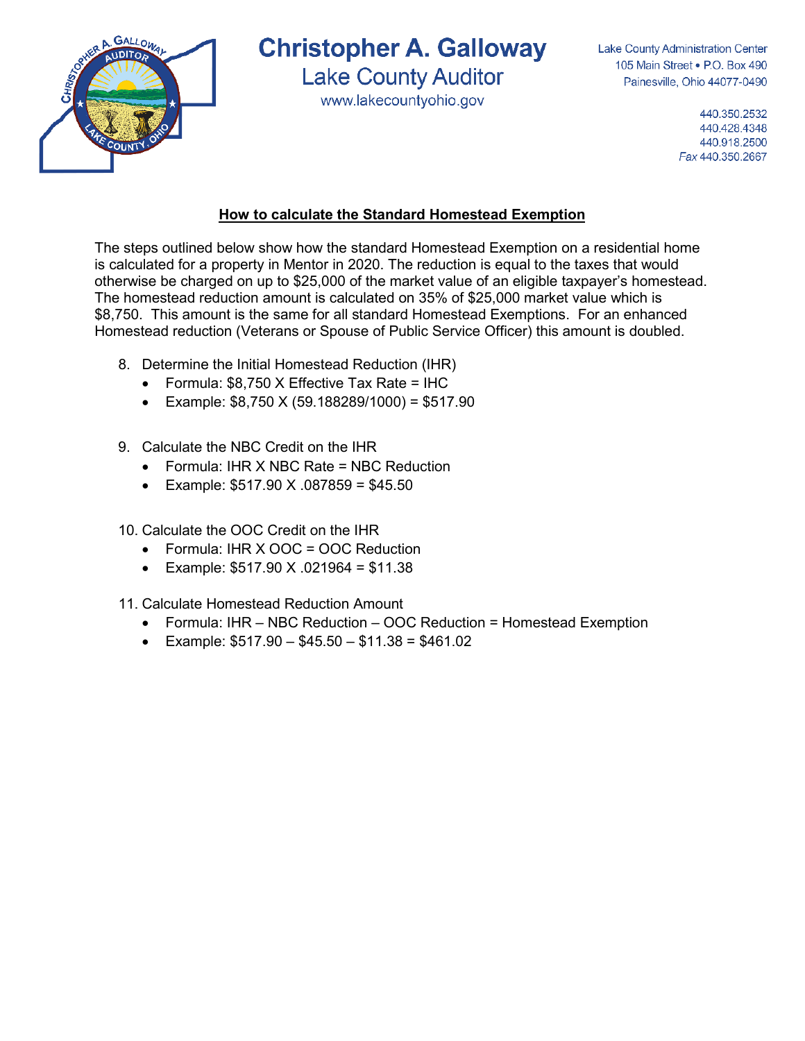# Christopher A. Galloway

## Lake County Auditor

www.lakecountyohio.gov

Lake County Administration Center
105 Main Street • P.O. Box 490
Painesville, Ohio 44077-0490

440.350.2532
440.428.4348
440.918.2500
*Fax* 440.350.2667

**How to calculate the Standard Homestead Exemption**

The steps outlined below show how the standard Homestead Exemption on a residential home is calculated for a property in Mentor in 2020. The reduction is equal to the taxes that would otherwise be charged on up to $25,000 of the market value of an eligible taxpayer's homestead. The homestead reduction amount is calculated on 35% of $25,000 market value which is $8,750. This amount is the same for all standard Homestead Exemptions. For an enhanced Homestead reduction (Veterans or Spouse of Public Service Officer) this amount is doubled.

8. Determine the Initial Homestead Reduction (IHR)
   - Formula: $8,750 X Effective Tax Rate = IHC
   - Example: $8,750 X (59.188289/1000) = $517.90

9. Calculate the NBC Credit on the IHR
   - Formula: IHR X NBC Rate = NBC Reduction
   - Example: $517.90 X .087859 = $45.50

10. Calculate the OOC Credit on the IHR
    - Formula: IHR X OOC = OOC Reduction
    - Example: $517.90 X .021964 = $11.38

11. Calculate Homestead Reduction Amount
    - Formula: IHR – NBC Reduction – OOC Reduction = Homestead Exemption
    - Example: $517.90 – $45.50 – $11.38 = $461.02